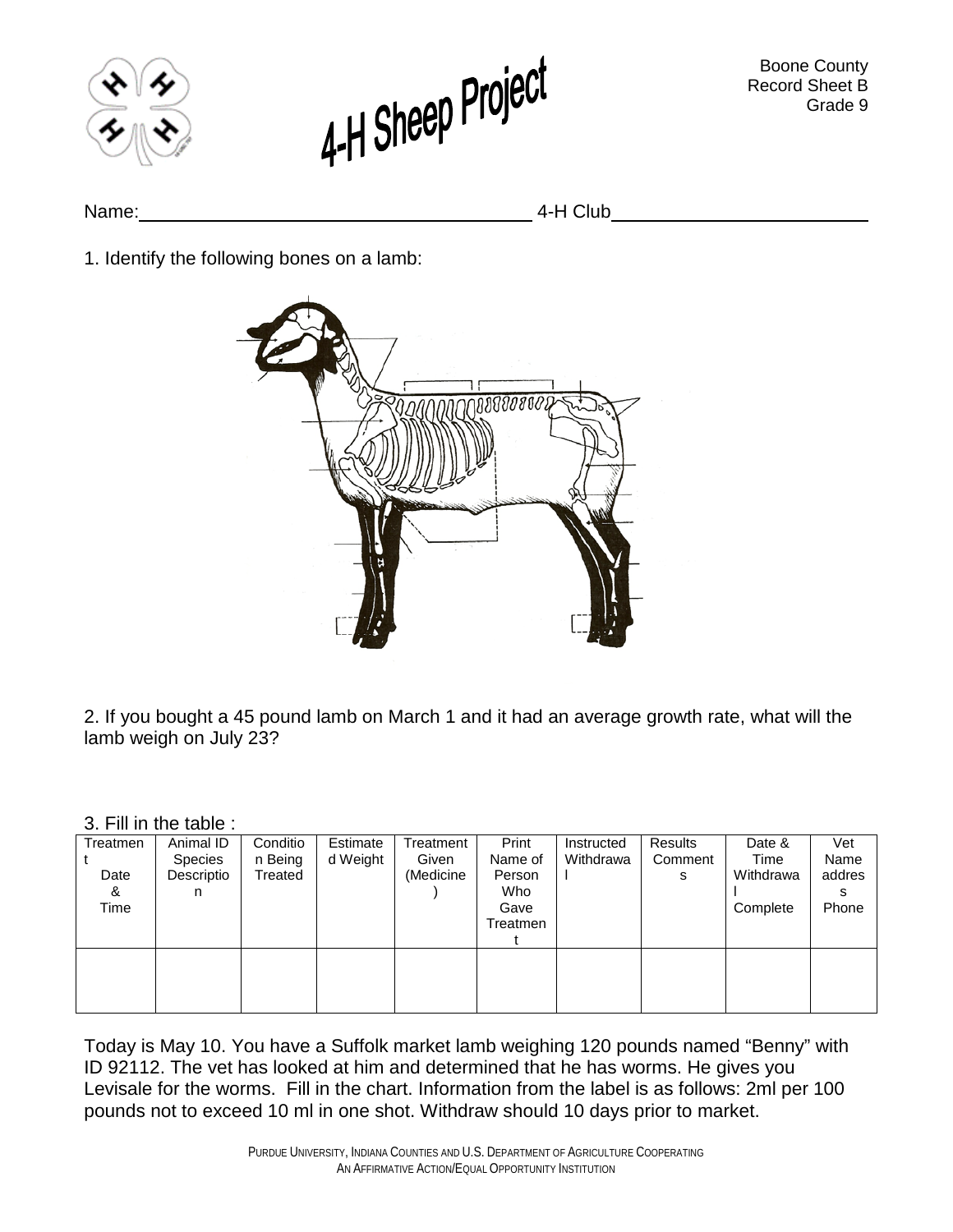# 4-H Sheep Project

Boone County
Record Sheet B
Grade 9

Name:______________________________________ 4-H Club________________________

1. Identify the following bones on a lamb:

2. If you bought a 45 pound lamb on March 1 and it had an average growth rate, what will the lamb weigh on July 23?

3. Fill in the table :

| Treatment Date & Time | Animal ID Species Description | Condition Being Treated | Estimated Weight | Treatment Given (Medicine) | Print Name of Person Who Gave Treatment | Instructed Withdrawal | Results Comments | Date & Time Withdrawal Complete | Vet Name address Phone |
|---|---|---|---|---|---|---|---|---|---|
| | | | | | | | | | |

Today is May 10. You have a Suffolk market lamb weighing 120 pounds named "Benny" with ID 92112. The vet has looked at him and determined that he has worms. He gives you Levisale for the worms. Fill in the chart. Information from the label is as follows: 2ml per 100 pounds not to exceed 10 ml in one shot. Withdraw should 10 days prior to market.

PURDUE UNIVERSITY, INDIANA COUNTIES AND U.S. DEPARTMENT OF AGRICULTURE COOPERATING
AN AFFIRMATIVE ACTION/EQUAL OPPORTUNITY INSTITUTION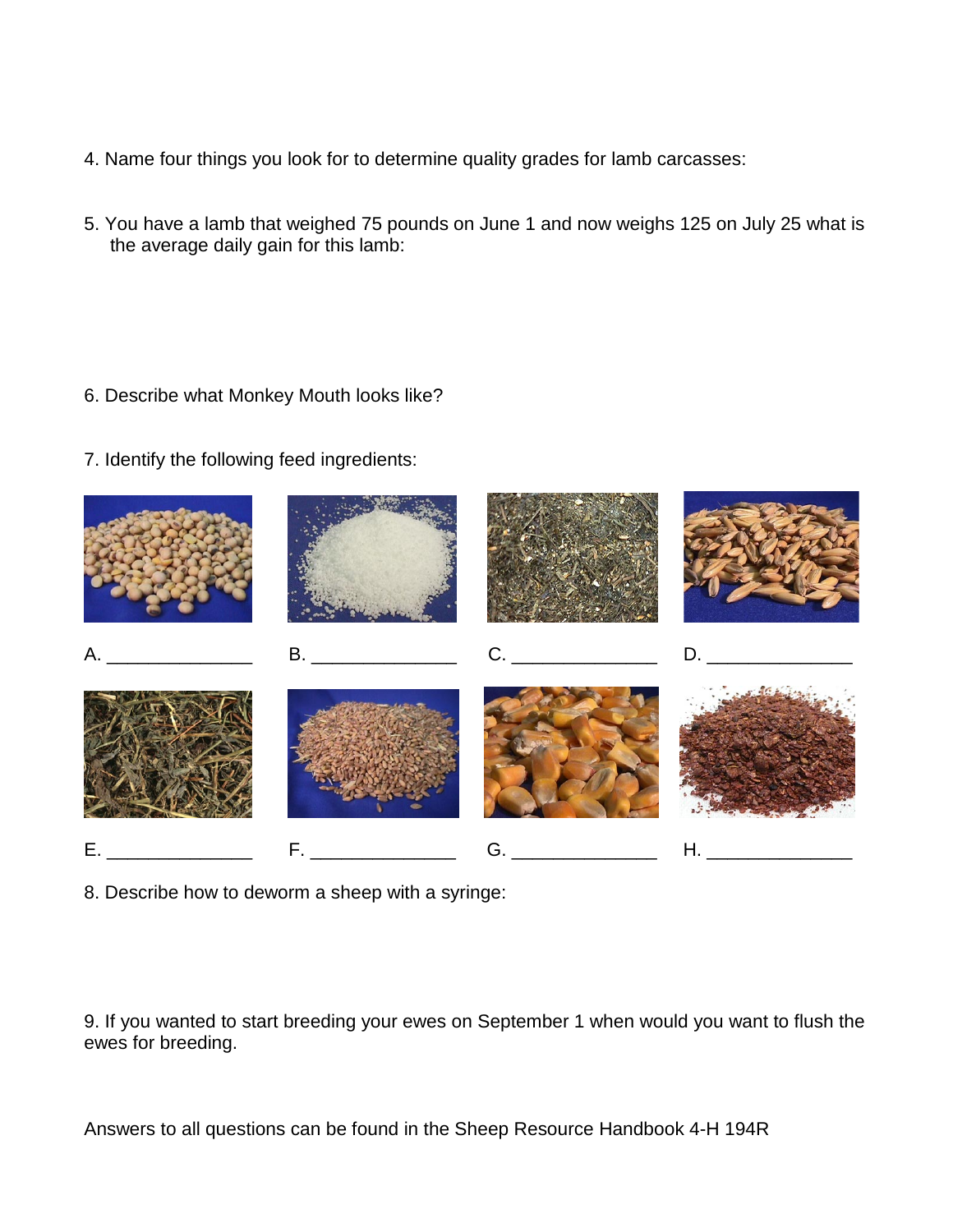4. Name four things you look for to determine quality grades for lamb carcasses:

5. You have a lamb that weighed 75 pounds on June 1 and now weighs 125 on July 25 what is the average daily gain for this lamb:

6. Describe what Monkey Mouth looks like?

7. Identify the following feed ingredients:

A. ______________ B. ______________ C. ______________ D. ______________

E. ______________ F. ______________ G. ______________ H. ______________

8. Describe how to deworm a sheep with a syringe:

9. If you wanted to start breeding your ewes on September 1 when would you want to flush the ewes for breeding.

Answers to all questions can be found in the Sheep Resource Handbook 4-H 194R